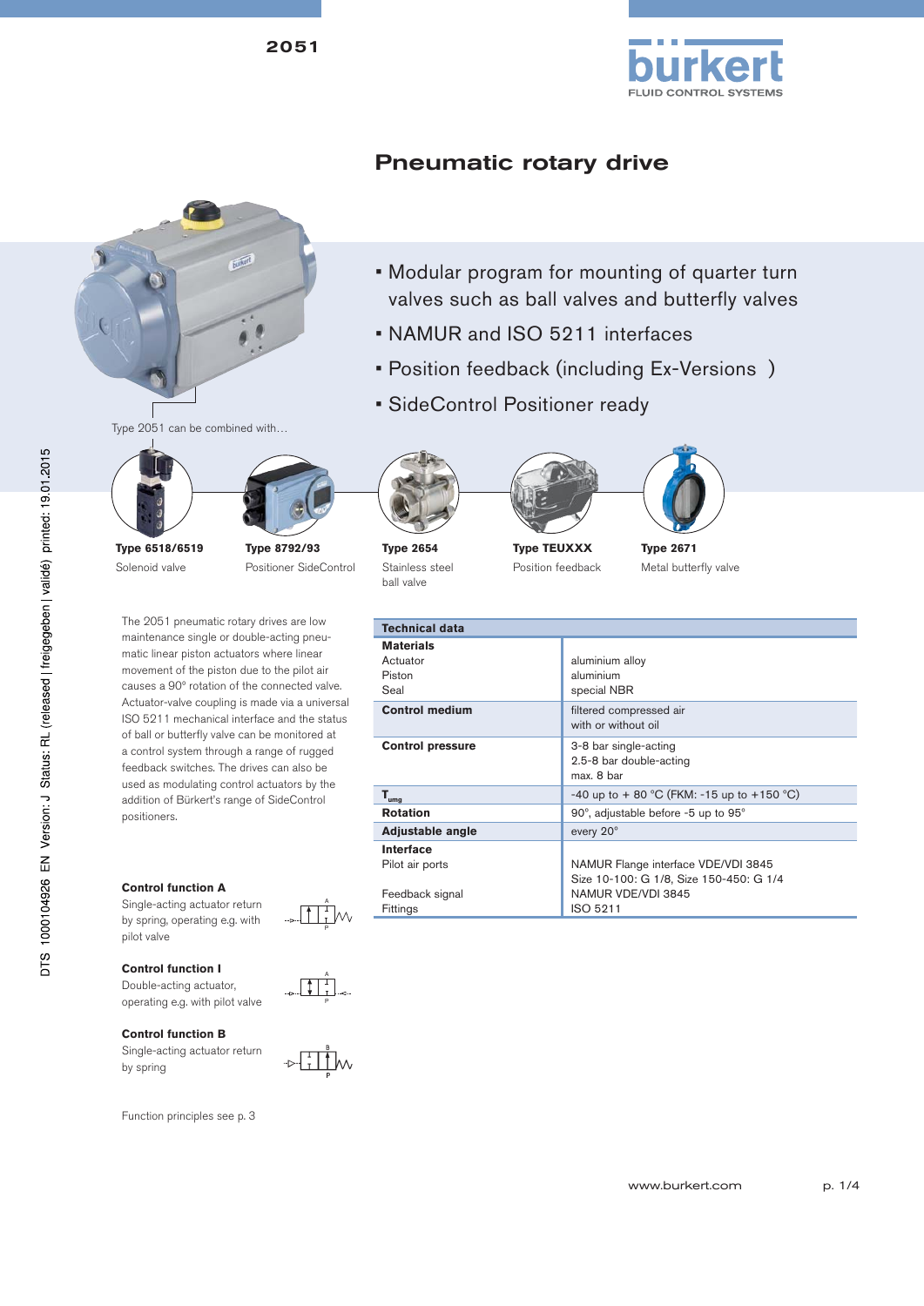# Pneumatic rotary drive

- Modular program for mounting of quarter turn valves such as ball valves and butterfly valves
- NAMUR and ISO 5211 interfaces
- Position feedback (including Ex-Versions )
- SideControl Positioner ready

Type 2051 can be combined with…

| **Type 6518/6519** | **Type 8792/93** | **Type 2654** | **Type TEUXXX** | **Type 2671** |
|---|---|---|---|---|
| Solenoid valve | Positioner SideControl | Stainless steel ball valve | Position feedback | Metal butterfly valve |

The 2051 pneumatic rotary drives are low maintenance single or double-acting pneumatic linear piston actuators where linear movement of the piston due to the pilot air causes a 90° rotation of the connected valve. Actuator-valve coupling is made via a universal ISO 5211 mechanical interface and the status of ball or butterfly valve can be monitored at a control system through a range of rugged feedback switches. The drives can also be used as modulating control actuators by the addition of Bürkert's range of SideControl positioners.

**Control function A**
Single-acting actuator return by spring, operating e.g. with pilot valve

**Control function I**
Double-acting actuator, operating e.g. with pilot valve

**Control function B**
Single-acting actuator return by spring

Function principles see p. 3

| **Technical data** | |
|---|---|
| **Materials** | |
| Actuator | aluminium alloy |
| Piston | aluminium |
| Seal | special NBR |
| **Control medium** | filtered compressed air<br>with or without oil |
| **Control pressure** | 3-8 bar single-acting<br>2.5-8 bar double-acting<br>max. 8 bar |
| $T_{umg}$ | -40 up to + 80 °C (FKM: -15 up to +150 °C) |
| **Rotation** | 90°, adjustable before -5 up to 95° |
| **Adjustable angle** | every 20° |
| **Interface** | |
| Pilot air ports | NAMUR Flange interface VDE/VDI 3845<br>Size 10-100: G 1/8, Size 150-450: G 1/4 |
| Feedback signal | NAMUR VDE/VDI 3845 |
| Fittings | ISO 5211 |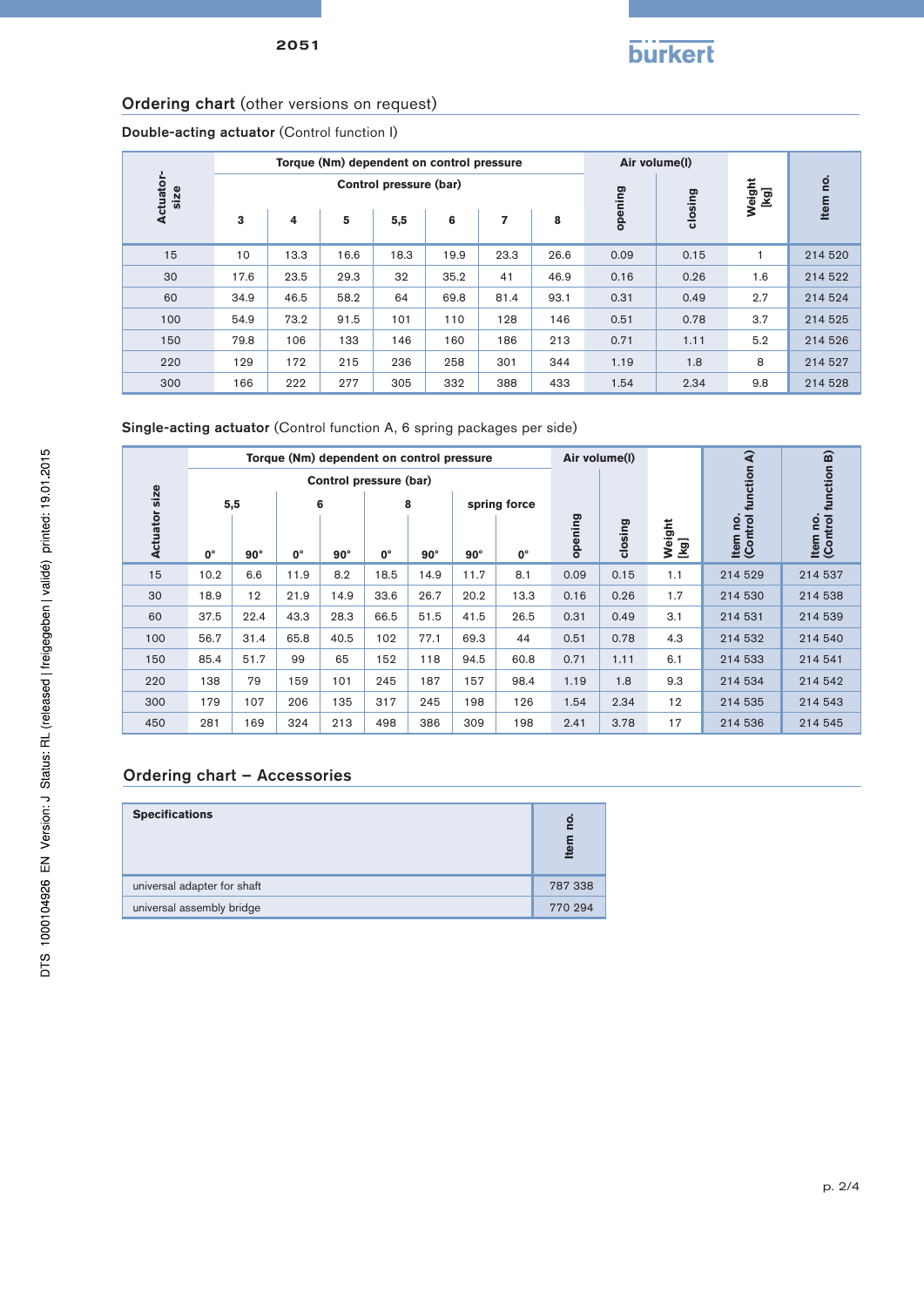## Ordering chart (other versions on request)

### Double-acting actuator (Control function I)

| Actuator-size | Torque (Nm) dependent on control pressure | | | | | | | Air volume(l) | | Weight [kg] | Item no. |
|---|---|---|---|---|---|---|---|---|---|---|---|
| | Control pressure (bar) | | | | | | | | | | |
| | 3 | 4 | 5 | 5,5 | 6 | 7 | 8 | opening | closing | | |
| 15 | 10 | 13.3 | 16.6 | 18.3 | 19.9 | 23.3 | 26.6 | 0.09 | 0.15 | 1 | 214 520 |
| 30 | 17.6 | 23.5 | 29.3 | 32 | 35.2 | 41 | 46.9 | 0.16 | 0.26 | 1.6 | 214 522 |
| 60 | 34.9 | 46.5 | 58.2 | 64 | 69.8 | 81.4 | 93.1 | 0.31 | 0.49 | 2.7 | 214 524 |
| 100 | 54.9 | 73.2 | 91.5 | 101 | 110 | 128 | 146 | 0.51 | 0.78 | 3.7 | 214 525 |
| 150 | 79.8 | 106 | 133 | 146 | 160 | 186 | 213 | 0.71 | 1.11 | 5.2 | 214 526 |
| 220 | 129 | 172 | 215 | 236 | 258 | 301 | 344 | 1.19 | 1.8 | 8 | 214 527 |
| 300 | 166 | 222 | 277 | 305 | 332 | 388 | 433 | 1.54 | 2.34 | 9.8 | 214 528 |

### Single-acting actuator (Control function A, 6 spring packages per side)

| Actuator size | Torque (Nm) dependent on control pressure | | | | | | | | Air volume(l) | | Weight [kg] | Item no. (Control function A) | Item no. (Control function B) |
|---|---|---|---|---|---|---|---|---|---|---|---|---|---|
| | Control pressure (bar) | | | | | | | | | | | | |
| | 5,5 | | 6 | | 8 | | spring force | | | | | | |
| | 0° | 90° | 0° | 90° | 0° | 90° | 90° | 0° | opening | closing | | | |
| 15 | 10.2 | 6.6 | 11.9 | 8.2 | 18.5 | 14.9 | 11.7 | 8.1 | 0.09 | 0.15 | 1.1 | 214 529 | 214 537 |
| 30 | 18.9 | 12 | 21.9 | 14.9 | 33.6 | 26.7 | 20.2 | 13.3 | 0.16 | 0.26 | 1.7 | 214 530 | 214 538 |
| 60 | 37.5 | 22.4 | 43.3 | 28.3 | 66.5 | 51.5 | 41.5 | 26.5 | 0.31 | 0.49 | 3.1 | 214 531 | 214 539 |
| 100 | 56.7 | 31.4 | 65.8 | 40.5 | 102 | 77.1 | 69.3 | 44 | 0.51 | 0.78 | 4.3 | 214 532 | 214 540 |
| 150 | 85.4 | 51.7 | 99 | 65 | 152 | 118 | 94.5 | 60.8 | 0.71 | 1.11 | 6.1 | 214 533 | 214 541 |
| 220 | 138 | 79 | 159 | 101 | 245 | 187 | 157 | 98.4 | 1.19 | 1.8 | 9.3 | 214 534 | 214 542 |
| 300 | 179 | 107 | 206 | 135 | 317 | 245 | 198 | 126 | 1.54 | 2.34 | 12 | 214 535 | 214 543 |
| 450 | 281 | 169 | 324 | 213 | 498 | 386 | 309 | 198 | 2.41 | 3.78 | 17 | 214 536 | 214 545 |

## Ordering chart – Accessories

| Specifications | Item no. |
|---|---|
| universal adapter for shaft | 787 338 |
| universal assembly bridge | 770 294 |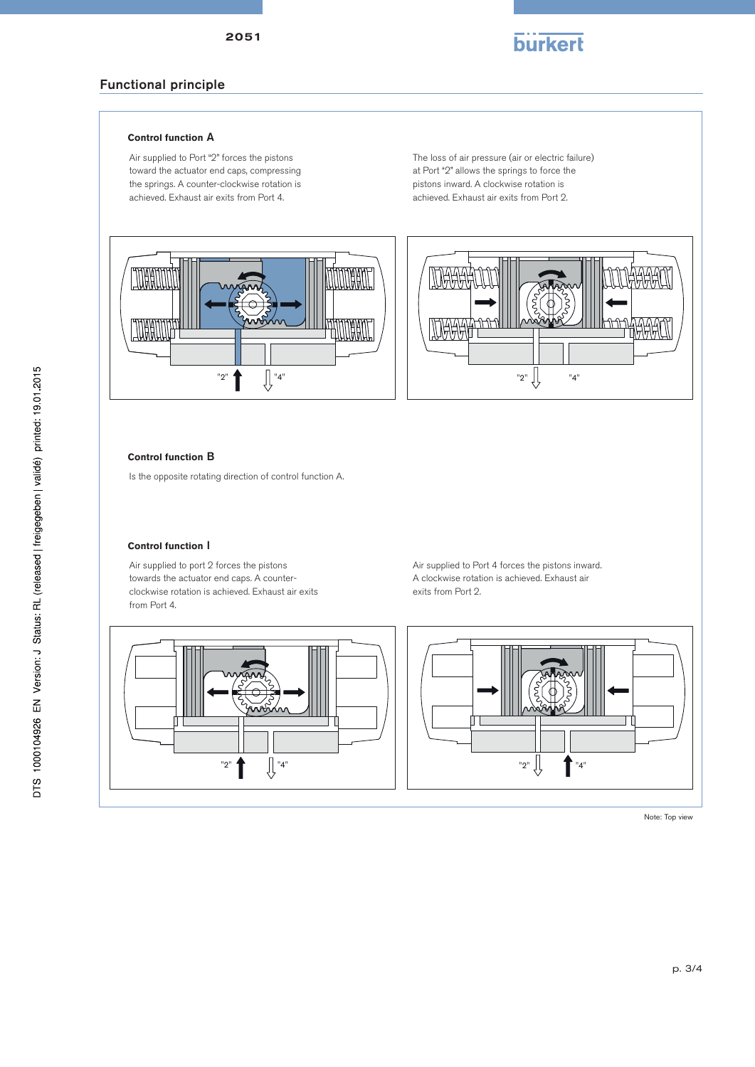## Functional principle

### Control function A

Air supplied to Port "2" forces the pistons toward the actuator end caps, compressing the springs. A counter-clockwise rotation is achieved. Exhaust air exits from Port 4.

The loss of air pressure (air or electric failure) at Port "2" allows the springs to force the pistons inward. A clockwise rotation is achieved. Exhaust air exits from Port 2.

"2" "4"

"2" "4"

### Control function B

Is the opposite rotating direction of control function A.

### Control function I

Air supplied to port 2 forces the pistons towards the actuator end caps. A counter-clockwise rotation is achieved. Exhaust air exits from Port 4.

Air supplied to Port 4 forces the pistons inward. A clockwise rotation is achieved. Exhaust air exits from Port 2.

"2" "4"

"2" "4"

Note: Top view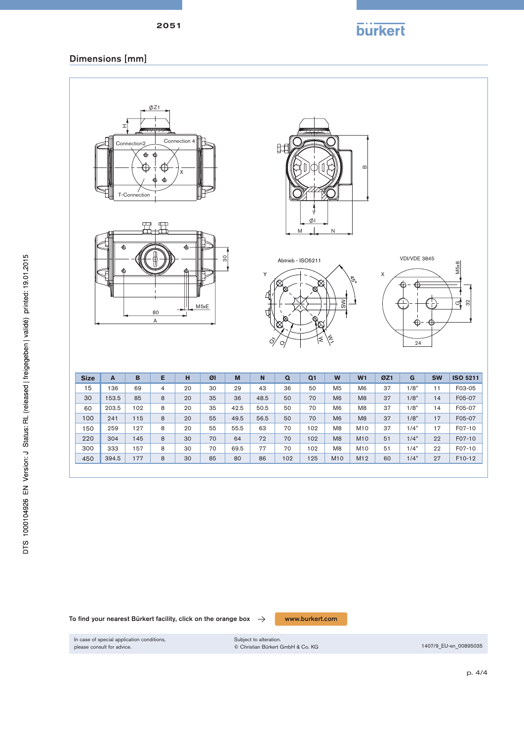## Dimensions [mm]

ØZ1

H

Connection2

Connection 4

X

T-Connection

B

ØI

M

N

Y

30

M5xE

80

A

Abtrieb - ISO5211

Y

45°

SW

Q1

Q

W

W1

VDI/VDE 3845

X

M5x8

G

32

24

| Size | A | B | E | H | ØI | M | N | Q | Q1 | W | W1 | ØZ1 | G | SW | ISO 5211 |
|---|---|---|---|---|---|---|---|---|---|---|---|---|---|---|---|
| 15 | 136 | 69 | 4 | 20 | 30 | 29 | 43 | 36 | 50 | M5 | M6 | 37 | 1/8" | 11 | F03-05 |
| 30 | 153.5 | 85 | 8 | 20 | 35 | 36 | 48.5 | 50 | 70 | M6 | M8 | 37 | 1/8" | 14 | F05-07 |
| 60 | 203.5 | 102 | 8 | 20 | 35 | 42.5 | 50.5 | 50 | 70 | M6 | M8 | 37 | 1/8" | 14 | F05-07 |
| 100 | 241 | 115 | 8 | 20 | 55 | 49.5 | 56.5 | 50 | 70 | M6 | M8 | 37 | 1/8" | 17 | F05-07 |
| 150 | 259 | 127 | 8 | 20 | 55 | 55.5 | 63 | 70 | 102 | M8 | M10 | 37 | 1/4" | 17 | F07-10 |
| 220 | 304 | 145 | 8 | 30 | 70 | 64 | 72 | 70 | 102 | M8 | M10 | 51 | 1/4" | 22 | F07-10 |
| 300 | 333 | 157 | 8 | 30 | 70 | 69.5 | 77 | 70 | 102 | M8 | M10 | 51 | 1/4" | 22 | F07-10 |
| 450 | 394.5 | 177 | 8 | 30 | 85 | 80 | 86 | 102 | 125 | M10 | M12 | 60 | 1/4" | 27 | F10-12 |

To find your nearest Bürkert facility, click on the orange box → www.burkert.com

In case of special application conditions, please consult for advice.

Subject to alteration.
© Christian Bürkert GmbH & Co. KG

1407/9_EU-en_00895035